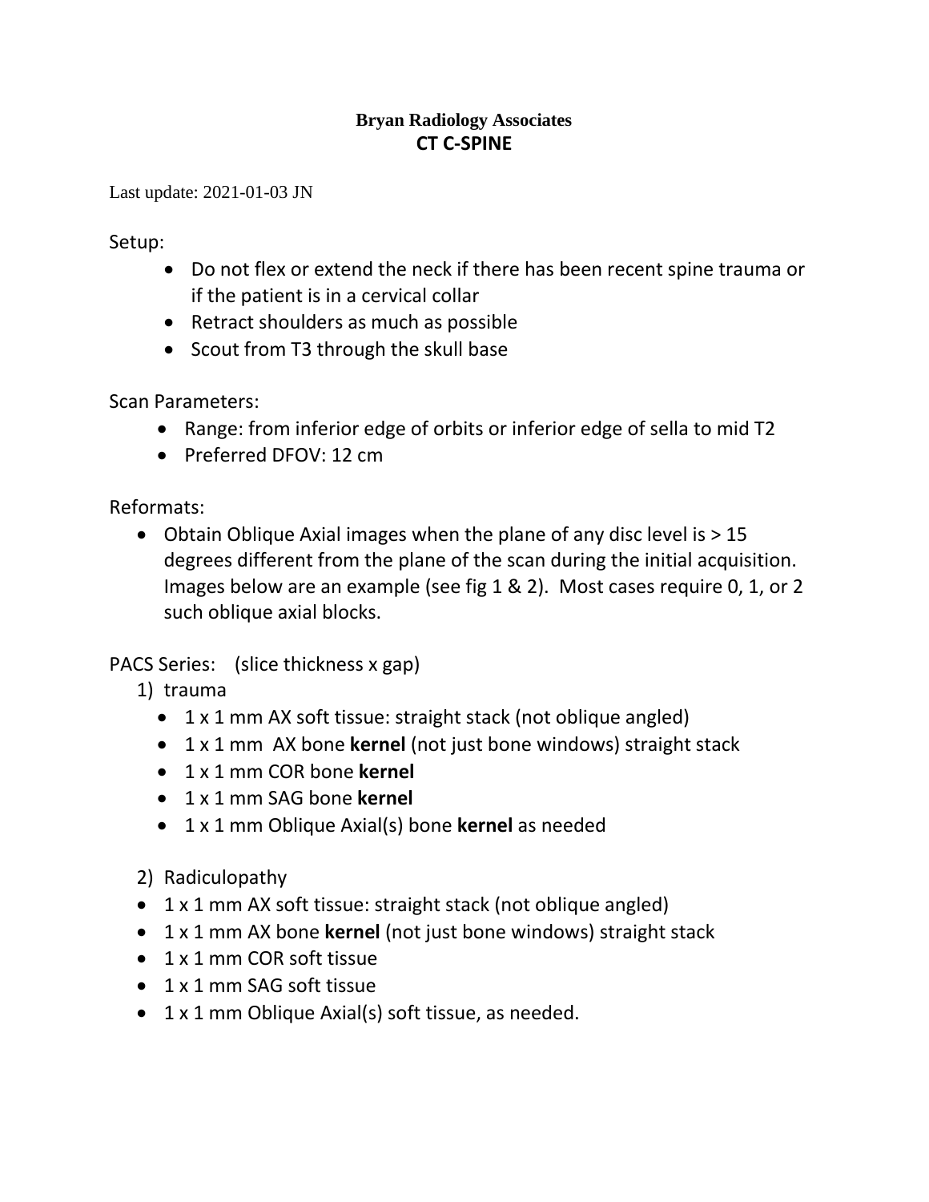**Bryan Radiology Associates**

# CT C-SPINE

Last update: 2021-01-03 JN

Setup:

- Do not flex or extend the neck if there has been recent spine trauma or if the patient is in a cervical collar
- Retract shoulders as much as possible
- Scout from T3 through the skull base

Scan Parameters:

- Range: from inferior edge of orbits or inferior edge of sella to mid T2
- Preferred DFOV: 12 cm

Reformats:

- Obtain Oblique Axial images when the plane of any disc level is > 15 degrees different from the plane of the scan during the initial acquisition. Images below are an example (see fig 1 & 2). Most cases require 0, 1, or 2 such oblique axial blocks.

PACS Series: (slice thickness x gap)

1) trauma
   - 1 x 1 mm AX soft tissue: straight stack (not oblique angled)
   - 1 x 1 mm AX bone **kernel** (not just bone windows) straight stack
   - 1 x 1 mm COR bone **kernel**
   - 1 x 1 mm SAG bone **kernel**
   - 1 x 1 mm Oblique Axial(s) bone **kernel** as needed

2) Radiculopathy

- 1 x 1 mm AX soft tissue: straight stack (not oblique angled)
- 1 x 1 mm AX bone **kernel** (not just bone windows) straight stack
- 1 x 1 mm COR soft tissue
- 1 x 1 mm SAG soft tissue
- 1 x 1 mm Oblique Axial(s) soft tissue, as needed.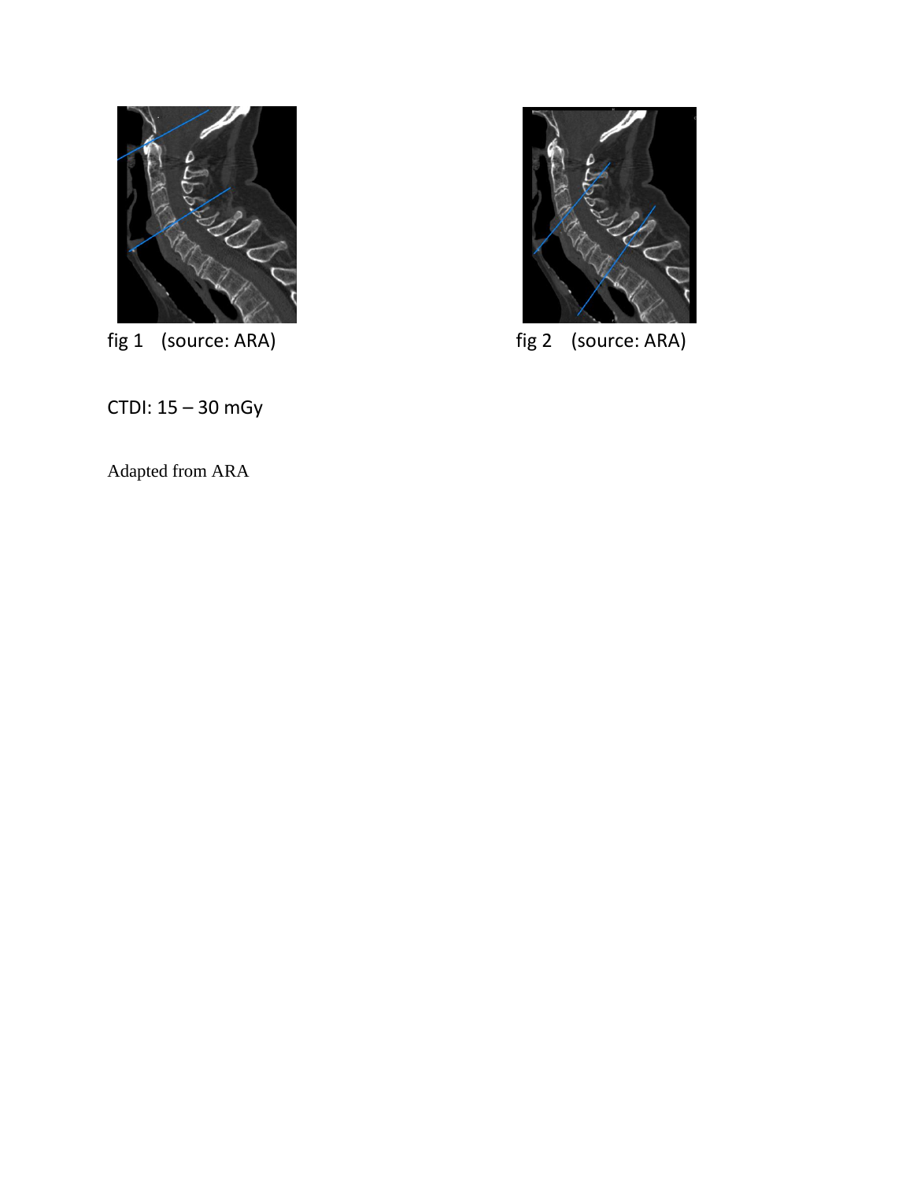fig 1 (source: ARA)

fig 2 (source: ARA)

CTDI: 15 – 30 mGy

Adapted from ARA